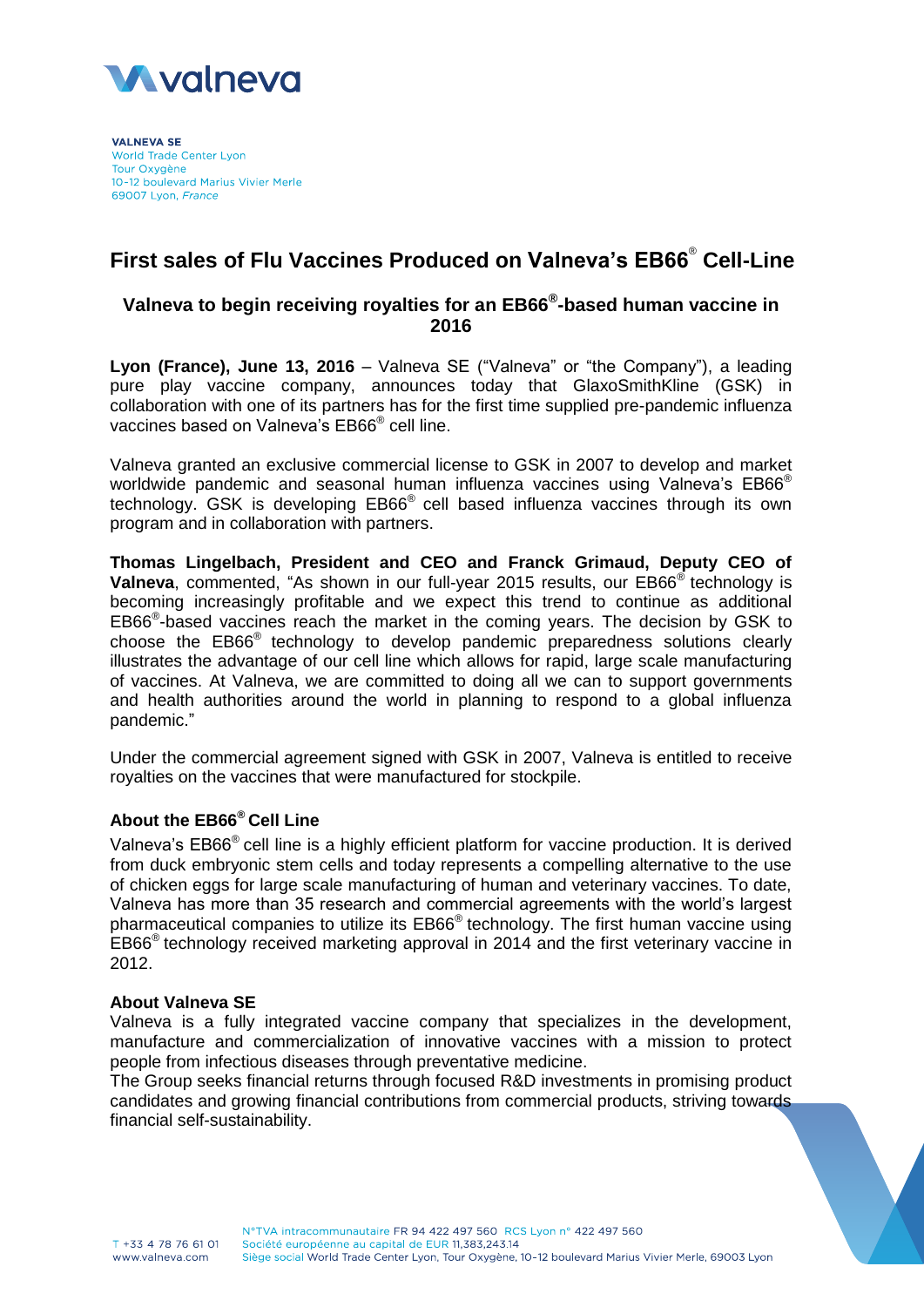**VALNEVA SE**
World Trade Center Lyon
Tour Oxygène
10-12 boulevard Marius Vivier Merle
69007 Lyon, *France*

# First sales of Flu Vaccines Produced on Valneva's EB66® Cell-Line

## Valneva to begin receiving royalties for an EB66®-based human vaccine in 2016

**Lyon (France), June 13, 2016** – Valneva SE ("Valneva" or "the Company"), a leading pure play vaccine company, announces today that GlaxoSmithKline (GSK) in collaboration with one of its partners has for the first time supplied pre-pandemic influenza vaccines based on Valneva's EB66® cell line.

Valneva granted an exclusive commercial license to GSK in 2007 to develop and market worldwide pandemic and seasonal human influenza vaccines using Valneva's EB66® technology. GSK is developing EB66® cell based influenza vaccines through its own program and in collaboration with partners.

**Thomas Lingelbach, President and CEO and Franck Grimaud, Deputy CEO of Valneva**, commented, "As shown in our full-year 2015 results, our EB66® technology is becoming increasingly profitable and we expect this trend to continue as additional EB66®-based vaccines reach the market in the coming years. The decision by GSK to choose the EB66® technology to develop pandemic preparedness solutions clearly illustrates the advantage of our cell line which allows for rapid, large scale manufacturing of vaccines. At Valneva, we are committed to doing all we can to support governments and health authorities around the world in planning to respond to a global influenza pandemic."

Under the commercial agreement signed with GSK in 2007, Valneva is entitled to receive royalties on the vaccines that were manufactured for stockpile.

### About the EB66® Cell Line

Valneva's EB66® cell line is a highly efficient platform for vaccine production. It is derived from duck embryonic stem cells and today represents a compelling alternative to the use of chicken eggs for large scale manufacturing of human and veterinary vaccines. To date, Valneva has more than 35 research and commercial agreements with the world's largest pharmaceutical companies to utilize its EB66® technology. The first human vaccine using EB66® technology received marketing approval in 2014 and the first veterinary vaccine in 2012.

### About Valneva SE

Valneva is a fully integrated vaccine company that specializes in the development, manufacture and commercialization of innovative vaccines with a mission to protect people from infectious diseases through preventative medicine.
The Group seeks financial returns through focused R&D investments in promising product candidates and growing financial contributions from commercial products, striving towards financial self-sustainability.

T +33 4 78 76 61 01
www.valneva.com

N°TVA intracommunautaire FR 94 422 497 560 RCS Lyon n° 422 497 560
Société européenne au capital de EUR 11,383,243.14
Siège social World Trade Center Lyon, Tour Oxygène, 10-12 boulevard Marius Vivier Merle, 69003 Lyon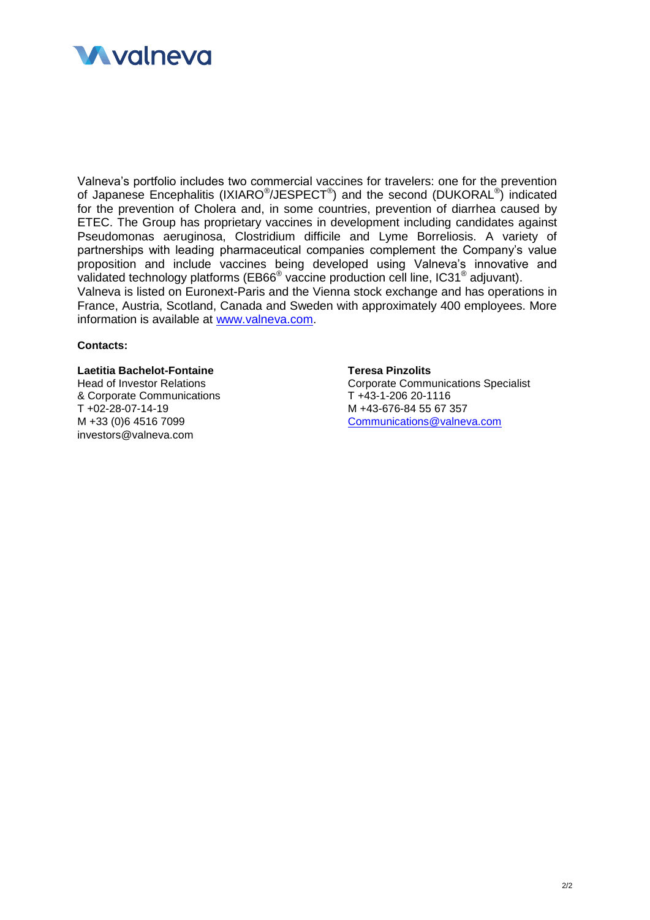Valneva's portfolio includes two commercial vaccines for travelers: one for the prevention of Japanese Encephalitis (IXIARO®/JESPECT®) and the second (DUKORAL®) indicated for the prevention of Cholera and, in some countries, prevention of diarrhea caused by ETEC. The Group has proprietary vaccines in development including candidates against Pseudomonas aeruginosa, Clostridium difficile and Lyme Borreliosis. A variety of partnerships with leading pharmaceutical companies complement the Company's value proposition and include vaccines being developed using Valneva's innovative and validated technology platforms (EB66® vaccine production cell line, IC31® adjuvant).
Valneva is listed on Euronext-Paris and the Vienna stock exchange and has operations in France, Austria, Scotland, Canada and Sweden with approximately 400 employees. More information is available at www.valneva.com.

**Contacts:**

**Laetitia Bachelot-Fontaine**
Head of Investor Relations
& Corporate Communications
T +02-28-07-14-19
M +33 (0)6 4516 7099
investors@valneva.com

**Teresa Pinzolits**
Corporate Communications Specialist
T +43-1-206 20-1116
M +43-676-84 55 67 357
Communications@valneva.com